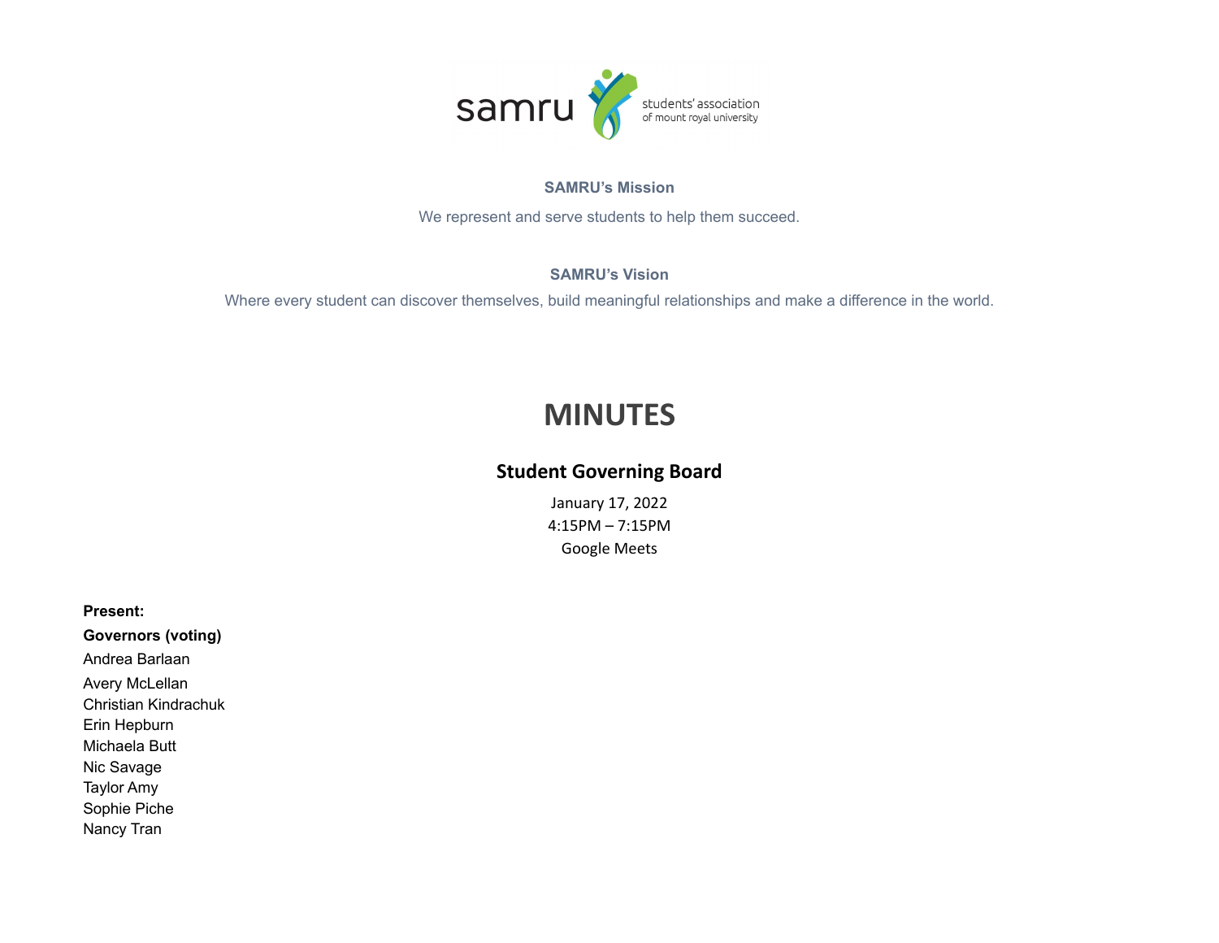samru students' association of mount royal university

**SAMRU's Mission**

We represent and serve students to help them succeed.

**SAMRU's Vision**

Where every student can discover themselves, build meaningful relationships and make a difference in the world.

# MINUTES

## Student Governing Board

January 17, 2022
4:15PM – 7:15PM
Google Meets

**Present:**

**Governors (voting)**

Andrea Barlaan
Avery McLellan
Christian Kindrachuk
Erin Hepburn
Michaela Butt
Nic Savage
Taylor Amy
Sophie Piche
Nancy Tran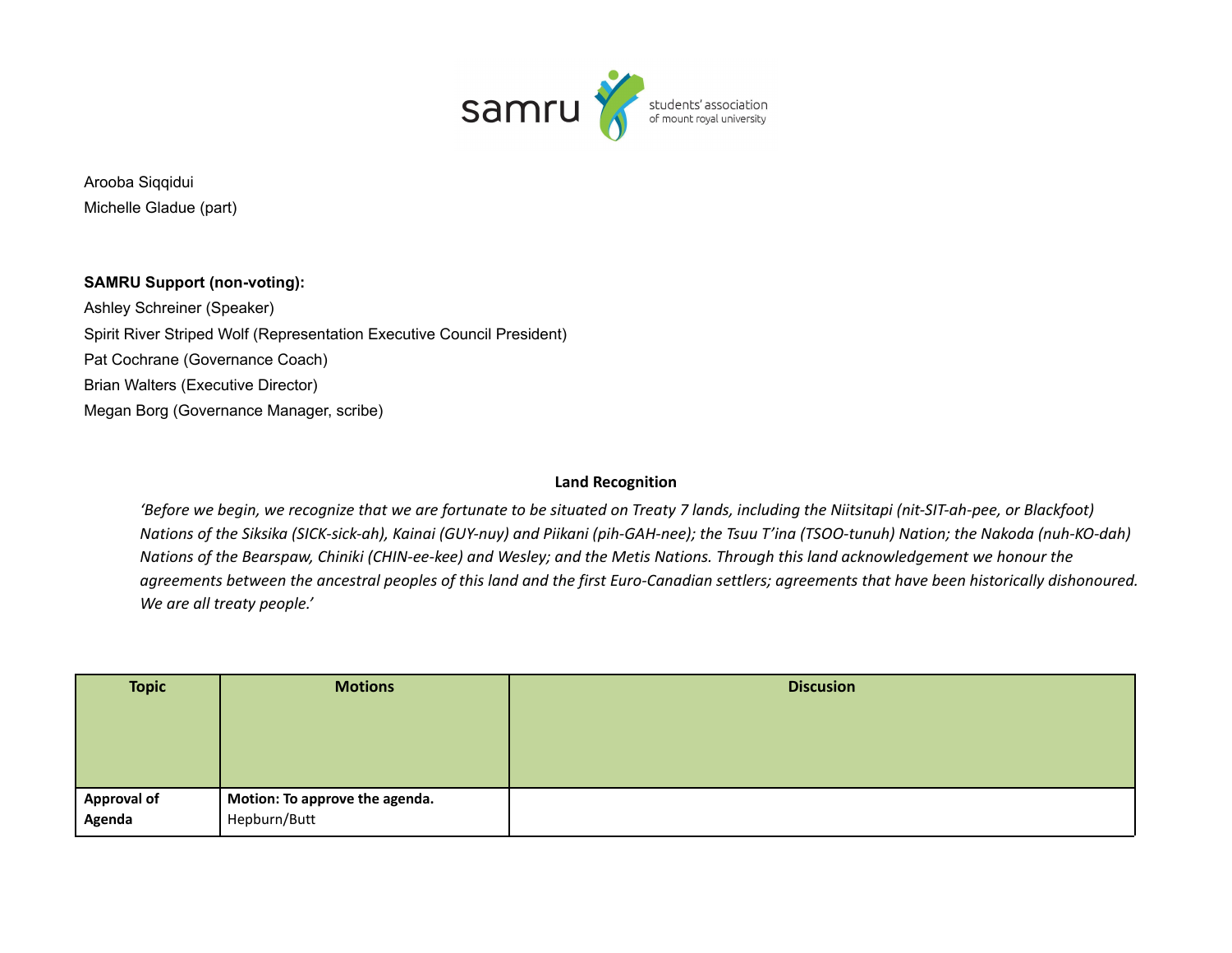Arooba Siqqidui

Michelle Gladue (part)

**SAMRU Support (non-voting):**

Ashley Schreiner (Speaker)

Spirit River Striped Wolf (Representation Executive Council President)

Pat Cochrane (Governance Coach)

Brian Walters (Executive Director)

Megan Borg (Governance Manager, scribe)

**Land Recognition**

*'Before we begin, we recognize that we are fortunate to be situated on Treaty 7 lands, including the Niitsitapi (nit-SIT-ah-pee, or Blackfoot) Nations of the Siksika (SICK-sick-ah), Kainai (GUY-nuy) and Piikani (pih-GAH-nee); the Tsuu T'ina (TSOO-tunuh) Nation; the Nakoda (nuh-KO-dah) Nations of the Bearspaw, Chiniki (CHIN-ee-kee) and Wesley; and the Metis Nations. Through this land acknowledgement we honour the agreements between the ancestral peoples of this land and the first Euro-Canadian settlers; agreements that have been historically dishonoured. We are all treaty people.'*

| Topic | Motions | Discusion |
| --- | --- | --- |
| **Approval of Agenda** | **Motion: To approve the agenda.** Hepburn/Butt | |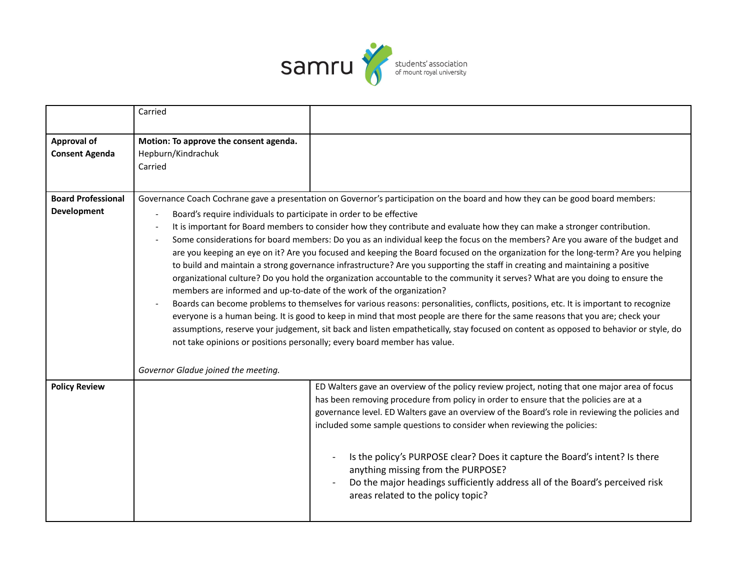| | | |
|---|---|---|
| | Carried | |
| **Approval of Consent Agenda** | **Motion: To approve the consent agenda.**<br>Hepburn/Kindrachuk<br>Carried | |
| **Board Professional Development** | Governance Coach Cochrane gave a presentation on Governor's participation on the board and how they can be good board members:<br>- Board's require individuals to participate in order to be effective<br>- It is important for Board members to consider how they contribute and evaluate how they can make a stronger contribution.<br>- Some considerations for board members: Do you as an individual keep the focus on the members? Are you aware of the budget and are you keeping an eye on it? Are you focused and keeping the Board focused on the organization for the long-term? Are you helping to build and maintain a strong governance infrastructure? Are you supporting the staff in creating and maintaining a positive organizational culture? Do you hold the organization accountable to the community it serves? What are you doing to ensure the members are informed and up-to-date of the work of the organization?<br>- Boards can become problems to themselves for various reasons: personalities, conflicts, positions, etc. It is important to recognize everyone is a human being. It is good to keep in mind that most people are there for the same reasons that you are; check your assumptions, reserve your judgement, sit back and listen empathetically, stay focused on content as opposed to behavior or style, do not take opinions or positions personally; every board member has value.<br><br>*Governor Gladue joined the meeting.* | |
| **Policy Review** | | ED Walters gave an overview of the policy review project, noting that one major area of focus has been removing procedure from policy in order to ensure that the policies are at a governance level. ED Walters gave an overview of the Board's role in reviewing the policies and included some sample questions to consider when reviewing the policies:<br><br>- Is the policy's PURPOSE clear? Does it capture the Board's intent? Is there anything missing from the PURPOSE?<br>- Do the major headings sufficiently address all of the Board's perceived risk areas related to the policy topic? |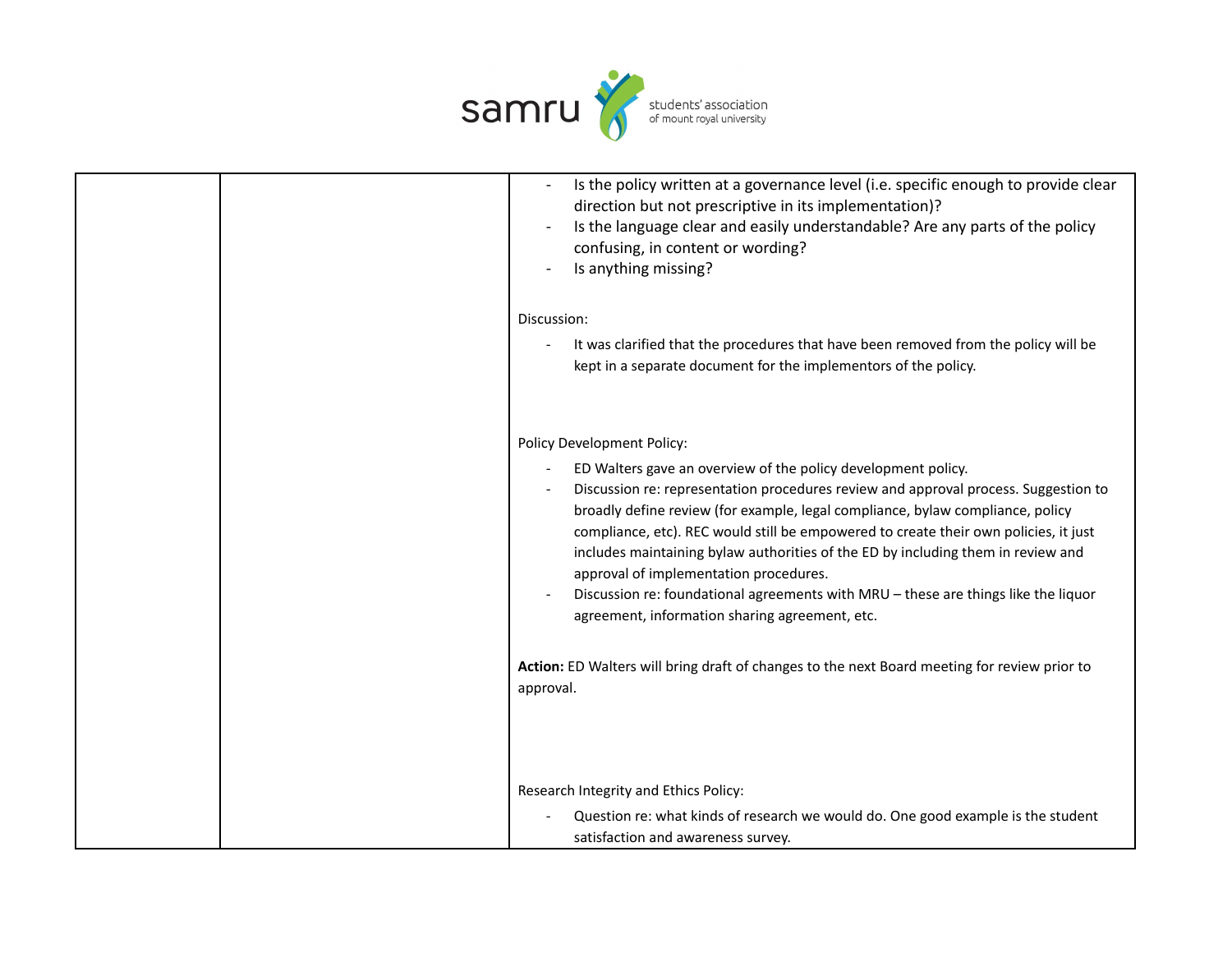| | | - Is the policy written at a governance level (i.e. specific enough to provide clear direction but not prescriptive in its implementation)?<br>- Is the language clear and easily understandable? Are any parts of the policy confusing, in content or wording?<br>- Is anything missing?<br><br>Discussion:<br>- It was clarified that the procedures that have been removed from the policy will be kept in a separate document for the implementors of the policy.<br><br>Policy Development Policy:<br>- ED Walters gave an overview of the policy development policy.<br>- Discussion re: representation procedures review and approval process. Suggestion to broadly define review (for example, legal compliance, bylaw compliance, policy compliance, etc). REC would still be empowered to create their own policies, it just includes maintaining bylaw authorities of the ED by including them in review and approval of implementation procedures.<br>- Discussion re: foundational agreements with MRU – these are things like the liquor agreement, information sharing agreement, etc.<br><br>**Action:** ED Walters will bring draft of changes to the next Board meeting for review prior to approval.<br><br>Research Integrity and Ethics Policy:<br>- Question re: what kinds of research we would do. One good example is the student satisfaction and awareness survey. |
|---|---|---|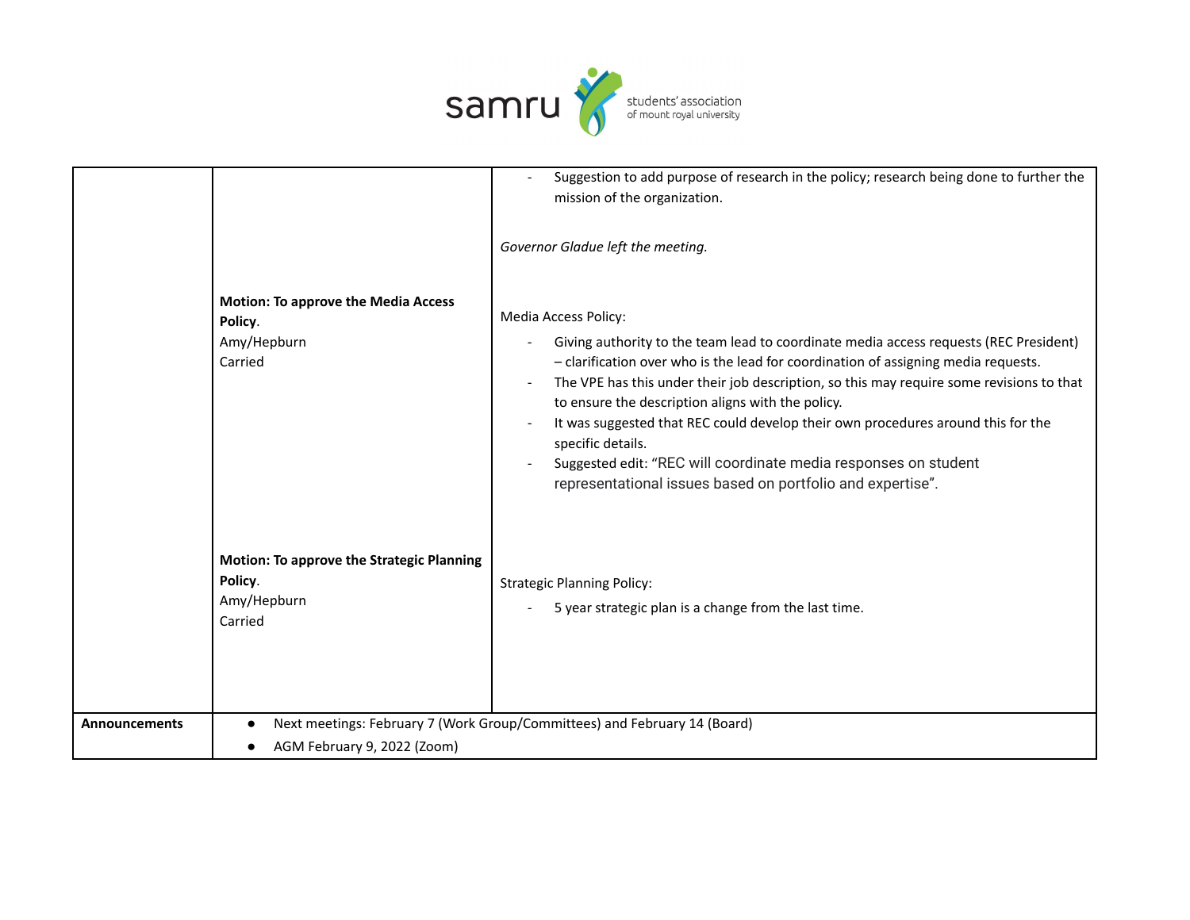| | | |
|---|---|---|
| | | - Suggestion to add purpose of research in the policy; research being done to further the mission of the organization.<br><br>*Governor Gladue left the meeting.* |
| | **Motion: To approve the Media Access Policy**.<br>Amy/Hepburn<br>Carried | Media Access Policy:<br>- Giving authority to the team lead to coordinate media access requests (REC President) – clarification over who is the lead for coordination of assigning media requests.<br>- The VPE has this under their job description, so this may require some revisions to that to ensure the description aligns with the policy.<br>- It was suggested that REC could develop their own procedures around this for the specific details.<br>- Suggested edit: "REC will coordinate media responses on student representational issues based on portfolio and expertise". |
| | **Motion: To approve the Strategic Planning Policy**.<br>Amy/Hepburn<br>Carried | Strategic Planning Policy:<br>- 5 year strategic plan is a change from the last time. |
| **Announcements** | • Next meetings: February 7 (Work Group/Committees) and February 14 (Board)<br>• AGM February 9, 2022 (Zoom) | |